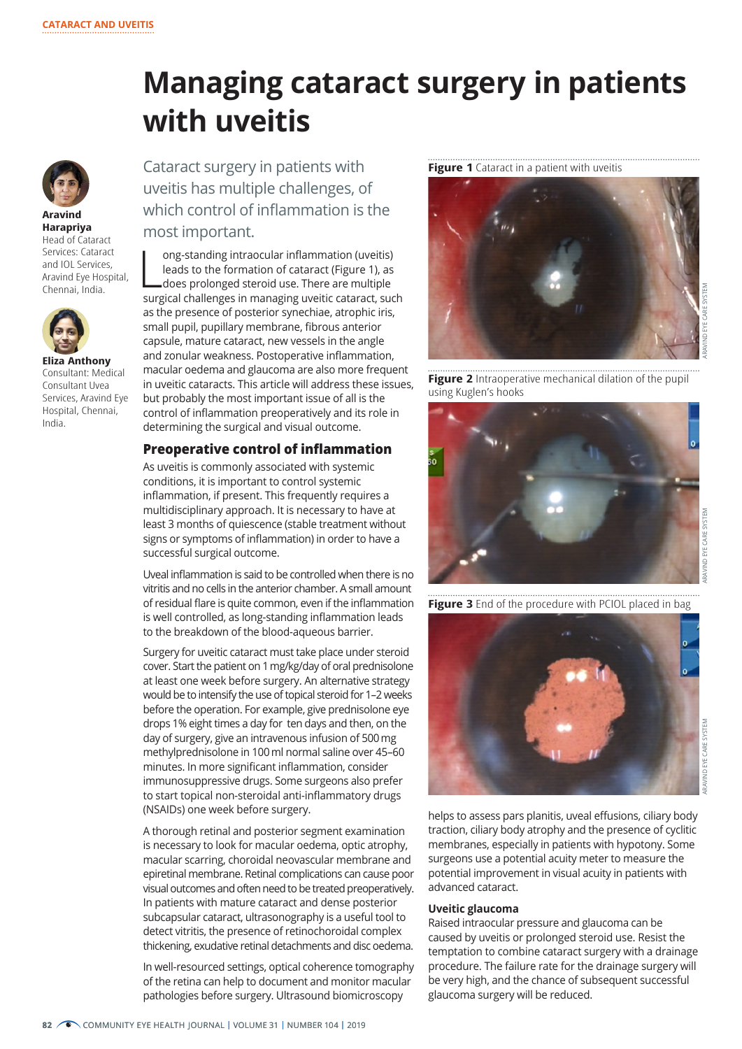CATARACT AND UVEITIS

# Managing cataract surgery in patients with uveitis

**Aravind Harapriya**
Head of Cataract Services: Cataract and IOL Services, Aravind Eye Hospital, Chennai, India.

**Eliza Anthony**
Consultant: Medical Consultant Uvea Services, Aravind Eye Hospital, Chennai, India.

Cataract surgery in patients with uveitis has multiple challenges, of which control of inflammation is the most important.

Long-standing intraocular inflammation (uveitis) leads to the formation of cataract (Figure 1), as does prolonged steroid use. There are multiple surgical challenges in managing uveitic cataract, such as the presence of posterior synechiae, atrophic iris, small pupil, pupillary membrane, fibrous anterior capsule, mature cataract, new vessels in the angle and zonular weakness. Postoperative inflammation, macular oedema and glaucoma are also more frequent in uveitic cataracts. This article will address these issues, but probably the most important issue of all is the control of inflammation preoperatively and its role in determining the surgical and visual outcome.

## Preoperative control of inflammation

As uveitis is commonly associated with systemic conditions, it is important to control systemic inflammation, if present. This frequently requires a multidisciplinary approach. It is necessary to have at least 3 months of quiescence (stable treatment without signs or symptoms of inflammation) in order to have a successful surgical outcome.

Uveal inflammation is said to be controlled when there is no vitritis and no cells in the anterior chamber. A small amount of residual flare is quite common, even if the inflammation is well controlled, as long-standing inflammation leads to the breakdown of the blood-aqueous barrier.

Surgery for uveitic cataract must take place under steroid cover. Start the patient on 1 mg/kg/day of oral prednisolone at least one week before surgery. An alternative strategy would be to intensify the use of topical steroid for 1–2 weeks before the operation. For example, give prednisolone eye drops 1% eight times a day for ten days and then, on the day of surgery, give an intravenous infusion of 500 mg methylprednisolone in 100 ml normal saline over 45–60 minutes. In more significant inflammation, consider immunosuppressive drugs. Some surgeons also prefer to start topical non-steroidal anti-inflammatory drugs (NSAIDs) one week before surgery.

A thorough retinal and posterior segment examination is necessary to look for macular oedema, optic atrophy, macular scarring, choroidal neovascular membrane and epiretinal membrane. Retinal complications can cause poor visual outcomes and often need to be treated preoperatively. In patients with mature cataract and dense posterior subcapsular cataract, ultrasonography is a useful tool to detect vitritis, the presence of retinochoroidal complex thickening, exudative retinal detachments and disc oedema.

In well-resourced settings, optical coherence tomography of the retina can help to document and monitor macular pathologies before surgery. Ultrasound biomicroscopy helps to assess pars planitis, uveal effusions, ciliary body traction, ciliary body atrophy and the presence of cyclitic membranes, especially in patients with hypotony. Some surgeons use a potential acuity meter to measure the potential improvement in visual acuity in patients with advanced cataract.

**Figure 1** Cataract in a patient with uveitis

ARAVIND EYE CARE SYSTEM

**Figure 2** Intraoperative mechanical dilation of the pupil using Kuglen's hooks

ARAVIND EYE CARE SYSTEM

**Figure 3** End of the procedure with PCIOL placed in bag

ARAVIND EYE CARE SYSTEM

### Uveitic glaucoma

Raised intraocular pressure and glaucoma can be caused by uveitis or prolonged steroid use. Resist the temptation to combine cataract surgery with a drainage procedure. The failure rate for the drainage surgery will be very high, and the chance of subsequent successful glaucoma surgery will be reduced.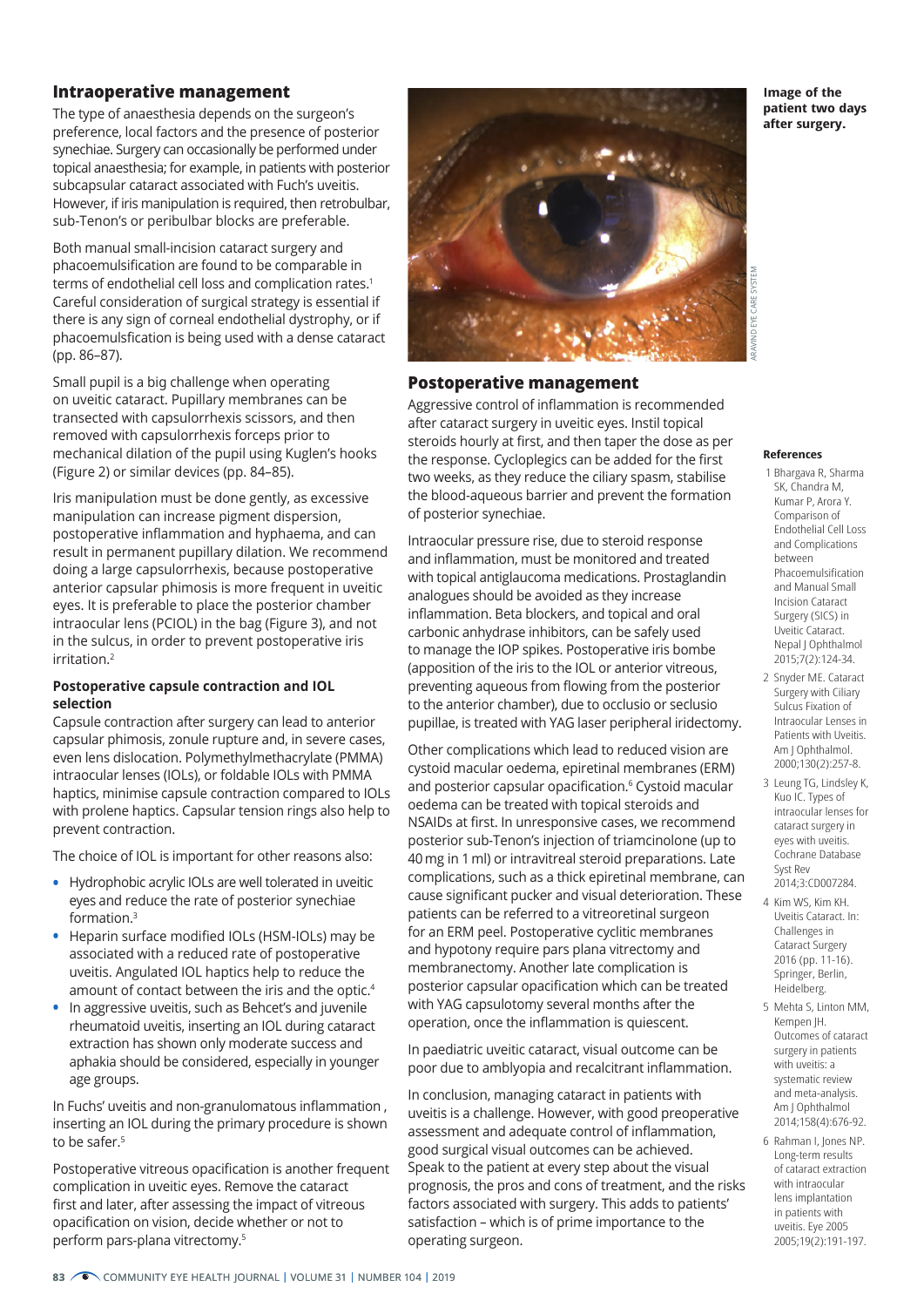## Intraoperative management

The type of anaesthesia depends on the surgeon's preference, local factors and the presence of posterior synechiae. Surgery can occasionally be performed under topical anaesthesia; for example, in patients with posterior subcapsular cataract associated with Fuch's uveitis. However, if iris manipulation is required, then retrobulbar, sub-Tenon's or peribulbar blocks are preferable.

Both manual small-incision cataract surgery and phacoemulsification are found to be comparable in terms of endothelial cell loss and complication rates.[1] Careful consideration of surgical strategy is essential if there is any sign of corneal endothelial dystrophy, or if phacoemulsfication is being used with a dense cataract (pp. 86–87).

Small pupil is a big challenge when operating on uveitic cataract. Pupillary membranes can be transected with capsulorrhexis scissors, and then removed with capsulorrhexis forceps prior to mechanical dilation of the pupil using Kuglen's hooks (Figure 2) or similar devices (pp. 84–85).

Iris manipulation must be done gently, as excessive manipulation can increase pigment dispersion, postoperative inflammation and hyphaema, and can result in permanent pupillary dilation. We recommend doing a large capsulorrhexis, because postoperative anterior capsular phimosis is more frequent in uveitic eyes. It is preferable to place the posterior chamber intraocular lens (PCIOL) in the bag (Figure 3), and not in the sulcus, in order to prevent postoperative iris irritation.[2]

### Postoperative capsule contraction and IOL selection

Capsule contraction after surgery can lead to anterior capsular phimosis, zonule rupture and, in severe cases, even lens dislocation. Polymethylmethacrylate (PMMA) intraocular lenses (IOLs), or foldable IOLs with PMMA haptics, minimise capsule contraction compared to IOLs with prolene haptics. Capsular tension rings also help to prevent contraction.

The choice of IOL is important for other reasons also:

- Hydrophobic acrylic IOLs are well tolerated in uveitic eyes and reduce the rate of posterior synechiae formation.[3]
- Heparin surface modified IOLs (HSM-IOLs) may be associated with a reduced rate of postoperative uveitis. Angulated IOL haptics help to reduce the amount of contact between the iris and the optic.[4]
- In aggressive uveitis, such as Behcet's and juvenile rheumatoid uveitis, inserting an IOL during cataract extraction has shown only moderate success and aphakia should be considered, especially in younger age groups.

In Fuchs' uveitis and non-granulomatous inflammation , inserting an IOL during the primary procedure is shown to be safer.[5]

Postoperative vitreous opacification is another frequent complication in uveitic eyes. Remove the cataract first and later, after assessing the impact of vitreous opacification on vision, decide whether or not to perform pars-plana vitrectomy.[5]

Image of the patient two days after surgery.

## Postoperative management

Aggressive control of inflammation is recommended after cataract surgery in uveitic eyes. Instil topical steroids hourly at first, and then taper the dose as per the response. Cycloplegics can be added for the first two weeks, as they reduce the ciliary spasm, stabilise the blood-aqueous barrier and prevent the formation of posterior synechiae.

Intraocular pressure rise, due to steroid response and inflammation, must be monitored and treated with topical antiglaucoma medications. Prostaglandin analogues should be avoided as they increase inflammation. Beta blockers, and topical and oral carbonic anhydrase inhibitors, can be safely used to manage the IOP spikes. Postoperative iris bombe (apposition of the iris to the IOL or anterior vitreous, preventing aqueous from flowing from the posterior to the anterior chamber), due to occlusio or seclusio pupillae, is treated with YAG laser peripheral iridectomy.

Other complications which lead to reduced vision are cystoid macular oedema, epiretinal membranes (ERM) and posterior capsular opacification.[6] Cystoid macular oedema can be treated with topical steroids and NSAIDs at first. In unresponsive cases, we recommend posterior sub-Tenon's injection of triamcinolone (up to 40 mg in 1 ml) or intravitreal steroid preparations. Late complications, such as a thick epiretinal membrane, can cause significant pucker and visual deterioration. These patients can be referred to a vitreoretinal surgeon for an ERM peel. Postoperative cyclitic membranes and hypotony require pars plana vitrectomy and membranectomy. Another late complication is posterior capsular opacification which can be treated with YAG capsulotomy several months after the operation, once the inflammation is quiescent.

In paediatric uveitic cataract, visual outcome can be poor due to amblyopia and recalcitrant inflammation.

In conclusion, managing cataract in patients with uveitis is a challenge. However, with good preoperative assessment and adequate control of inflammation, good surgical visual outcomes can be achieved. Speak to the patient at every step about the visual prognosis, the pros and cons of treatment, and the risks factors associated with surgery. This adds to patients' satisfaction – which is of prime importance to the operating surgeon.

### References

1. Bhargava R, Sharma SK, Chandra M, Kumar P, Arora Y. Comparison of Endothelial Cell Loss and Complications between Phacoemulsification and Manual Small Incision Cataract Surgery (SICS) in Uveitic Cataract. Nepal J Ophthalmol 2015;7(2):124-34.
2. Snyder ME. Cataract Surgery with Ciliary Sulcus Fixation of Intraocular Lenses in Patients with Uveitis. Am J Ophthalmol. 2000;130(2):257-8.
3. Leung TG, Lindsley K, Kuo IC. Types of intraocular lenses for cataract surgery in eyes with uveitis. Cochrane Database Syst Rev 2014;3:CD007284.
4. Kim WS, Kim KH. Uveitis Cataract. In: Challenges in Cataract Surgery 2016 (pp. 11-16). Springer, Berlin, Heidelberg.
5. Mehta S, Linton MM, Kempen JH. Outcomes of cataract surgery in patients with uveitis: a systematic review and meta-analysis. Am J Ophthalmol 2014;158(4):676-92.
6. Rahman I, Jones NP. Long-term results of cataract extraction with intraocular lens implantation in patients with uveitis. Eye 2005 2005;19(2):191-197.